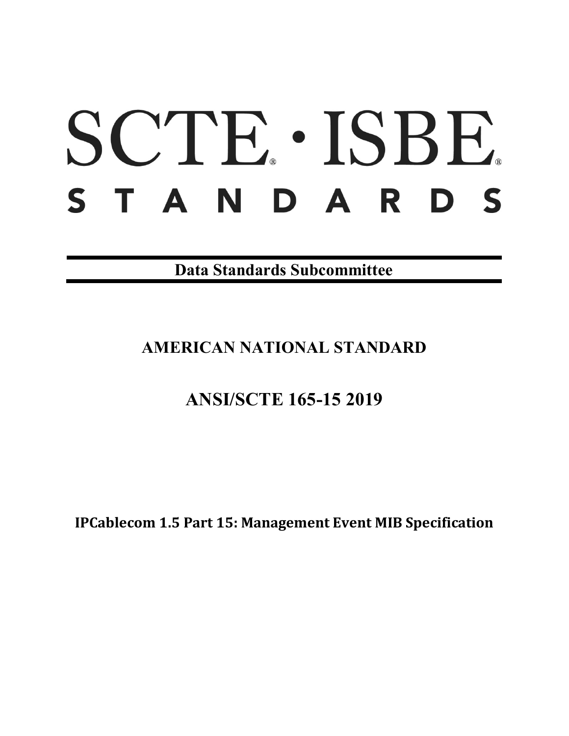# SCTE® · ISBE®

# STANDARDS

**Data Standards Subcommittee**

## AMERICAN NATIONAL STANDARD

## ANSI/SCTE 165-15 2019

**IPCablecom 1.5 Part 15: Management Event MIB Specification**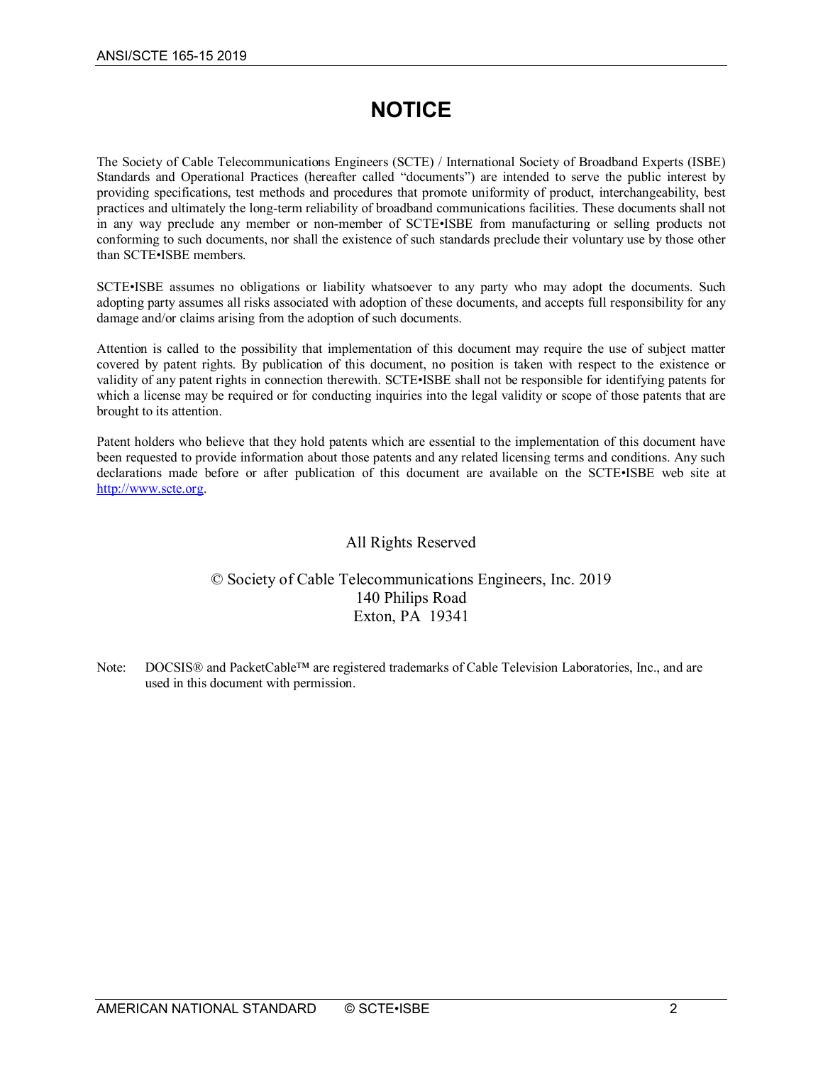# NOTICE

The Society of Cable Telecommunications Engineers (SCTE) / International Society of Broadband Experts (ISBE) Standards and Operational Practices (hereafter called "documents") are intended to serve the public interest by providing specifications, test methods and procedures that promote uniformity of product, interchangeability, best practices and ultimately the long-term reliability of broadband communications facilities. These documents shall not in any way preclude any member or non-member of SCTE•ISBE from manufacturing or selling products not conforming to such documents, nor shall the existence of such standards preclude their voluntary use by those other than SCTE•ISBE members.

SCTE•ISBE assumes no obligations or liability whatsoever to any party who may adopt the documents. Such adopting party assumes all risks associated with adoption of these documents, and accepts full responsibility for any damage and/or claims arising from the adoption of such documents.

Attention is called to the possibility that implementation of this document may require the use of subject matter covered by patent rights. By publication of this document, no position is taken with respect to the existence or validity of any patent rights in connection therewith. SCTE•ISBE shall not be responsible for identifying patents for which a license may be required or for conducting inquiries into the legal validity or scope of those patents that are brought to its attention.

Patent holders who believe that they hold patents which are essential to the implementation of this document have been requested to provide information about those patents and any related licensing terms and conditions. Any such declarations made before or after publication of this document are available on the SCTE•ISBE web site at http://www.scte.org.

All Rights Reserved

© Society of Cable Telecommunications Engineers, Inc. 2019
140 Philips Road
Exton, PA 19341

Note: DOCSIS® and PacketCable™ are registered trademarks of Cable Television Laboratories, Inc., and are used in this document with permission.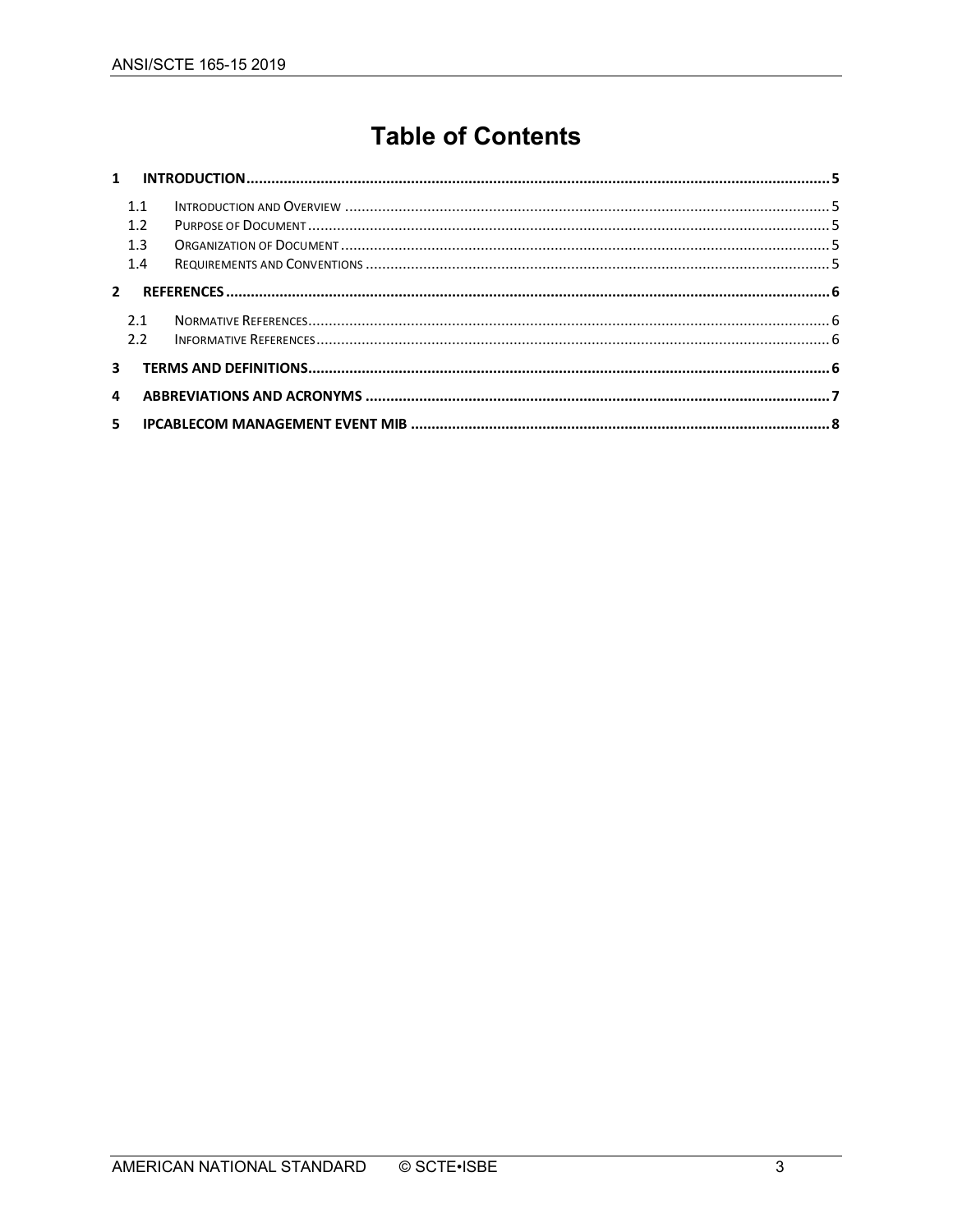# Table of Contents

**1 INTRODUCTION ........................................................................................................................... 5**

- 1.1 Introduction and Overview ........................................................................................................ 5
- 1.2 Purpose of Document ................................................................................................................ 5
- 1.3 Organization of Document ........................................................................................................ 5
- 1.4 Requirements and Conventions ................................................................................................. 5

**2 REFERENCES ................................................................................................................................ 6**

- 2.1 Normative References ................................................................................................................ 6
- 2.2 Informative References .............................................................................................................. 6

**3 TERMS AND DEFINITIONS ............................................................................................................ 6**

**4 ABBREVIATIONS AND ACRONYMS ............................................................................................... 7**

**5 IPCABLECOM MANAGEMENT EVENT MIB .................................................................................... 8**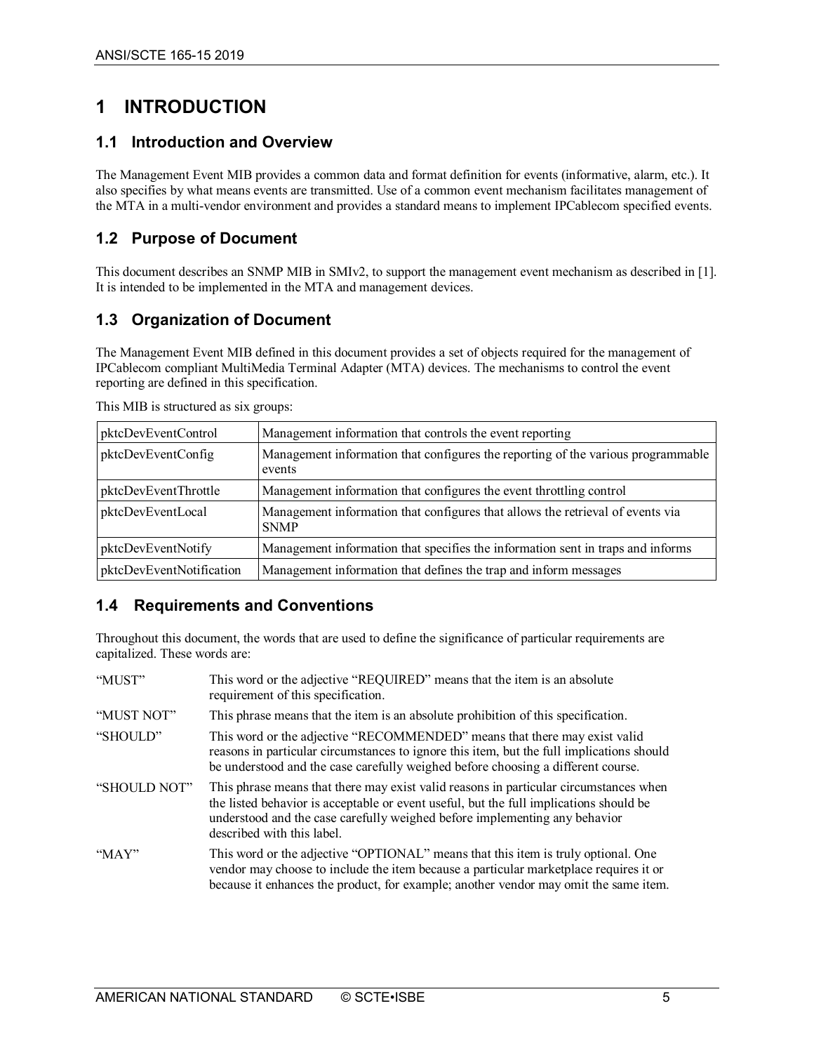# 1 INTRODUCTION

## 1.1 Introduction and Overview

The Management Event MIB provides a common data and format definition for events (informative, alarm, etc.). It also specifies by what means events are transmitted. Use of a common event mechanism facilitates management of the MTA in a multi-vendor environment and provides a standard means to implement IPCablecom specified events.

## 1.2 Purpose of Document

This document describes an SNMP MIB in SMIv2, to support the management event mechanism as described in [1]. It is intended to be implemented in the MTA and management devices.

## 1.3 Organization of Document

The Management Event MIB defined in this document provides a set of objects required for the management of IPCablecom compliant MultiMedia Terminal Adapter (MTA) devices. The mechanisms to control the event reporting are defined in this specification.

This MIB is structured as six groups:

| | |
|---|---|
| pktcDevEventControl | Management information that controls the event reporting |
| pktcDevEventConfig | Management information that configures the reporting of the various programmable events |
| pktcDevEventThrottle | Management information that configures the event throttling control |
| pktcDevEventLocal | Management information that configures that allows the retrieval of events via SNMP |
| pktcDevEventNotify | Management information that specifies the information sent in traps and informs |
| pktcDevEventNotification | Management information that defines the trap and inform messages |

## 1.4 Requirements and Conventions

Throughout this document, the words that are used to define the significance of particular requirements are capitalized. These words are:

| | |
|---|---|
| "MUST" | This word or the adjective "REQUIRED" means that the item is an absolute requirement of this specification. |
| "MUST NOT" | This phrase means that the item is an absolute prohibition of this specification. |
| "SHOULD" | This word or the adjective "RECOMMENDED" means that there may exist valid reasons in particular circumstances to ignore this item, but the full implications should be understood and the case carefully weighed before choosing a different course. |
| "SHOULD NOT" | This phrase means that there may exist valid reasons in particular circumstances when the listed behavior is acceptable or event useful, but the full implications should be understood and the case carefully weighed before implementing any behavior described with this label. |
| "MAY" | This word or the adjective "OPTIONAL" means that this item is truly optional. One vendor may choose to include the item because a particular marketplace requires it or because it enhances the product, for example; another vendor may omit the same item. |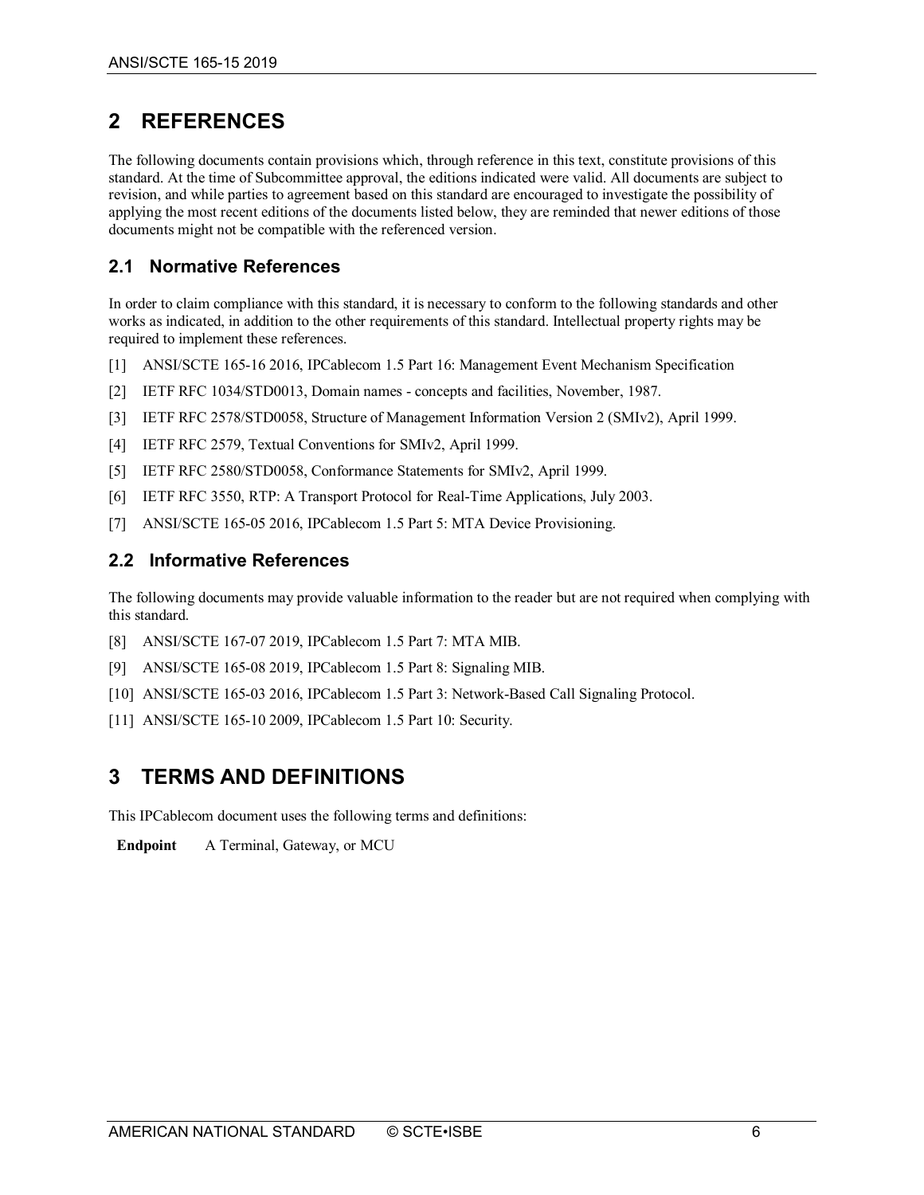# 2 REFERENCES

The following documents contain provisions which, through reference in this text, constitute provisions of this standard. At the time of Subcommittee approval, the editions indicated were valid. All documents are subject to revision, and while parties to agreement based on this standard are encouraged to investigate the possibility of applying the most recent editions of the documents listed below, they are reminded that newer editions of those documents might not be compatible with the referenced version.

## 2.1 Normative References

In order to claim compliance with this standard, it is necessary to conform to the following standards and other works as indicated, in addition to the other requirements of this standard. Intellectual property rights may be required to implement these references.

[1] ANSI/SCTE 165-16 2016, IPCablecom 1.5 Part 16: Management Event Mechanism Specification

[2] IETF RFC 1034/STD0013, Domain names - concepts and facilities, November, 1987.

[3] IETF RFC 2578/STD0058, Structure of Management Information Version 2 (SMIv2), April 1999.

[4] IETF RFC 2579, Textual Conventions for SMIv2, April 1999.

[5] IETF RFC 2580/STD0058, Conformance Statements for SMIv2, April 1999.

[6] IETF RFC 3550, RTP: A Transport Protocol for Real-Time Applications, July 2003.

[7] ANSI/SCTE 165-05 2016, IPCablecom 1.5 Part 5: MTA Device Provisioning.

## 2.2 Informative References

The following documents may provide valuable information to the reader but are not required when complying with this standard.

[8] ANSI/SCTE 167-07 2019, IPCablecom 1.5 Part 7: MTA MIB.

[9] ANSI/SCTE 165-08 2019, IPCablecom 1.5 Part 8: Signaling MIB.

[10] ANSI/SCTE 165-03 2016, IPCablecom 1.5 Part 3: Network-Based Call Signaling Protocol.

[11] ANSI/SCTE 165-10 2009, IPCablecom 1.5 Part 10: Security.

# 3 TERMS AND DEFINITIONS

This IPCablecom document uses the following terms and definitions:

| | |
|---|---|
| **Endpoint** | A Terminal, Gateway, or MCU |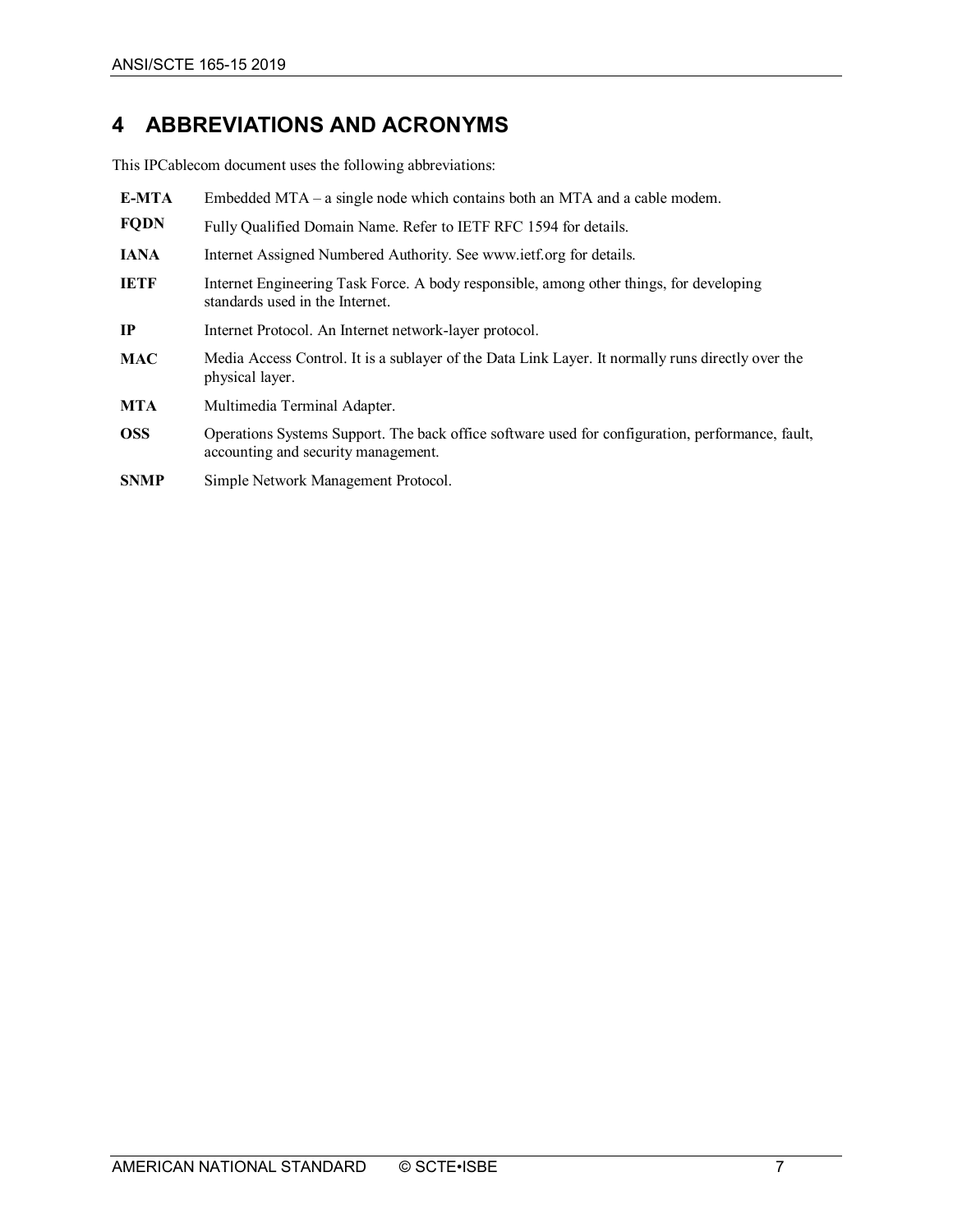# 4 ABBREVIATIONS AND ACRONYMS

This IPCablecom document uses the following abbreviations:

| | |
|---|---|
| **E-MTA** | Embedded MTA – a single node which contains both an MTA and a cable modem. |
| **FQDN** | Fully Qualified Domain Name. Refer to IETF RFC 1594 for details. |
| **IANA** | Internet Assigned Numbered Authority. See www.ietf.org for details. |
| **IETF** | Internet Engineering Task Force. A body responsible, among other things, for developing standards used in the Internet. |
| **IP** | Internet Protocol. An Internet network-layer protocol. |
| **MAC** | Media Access Control. It is a sublayer of the Data Link Layer. It normally runs directly over the physical layer. |
| **MTA** | Multimedia Terminal Adapter. |
| **OSS** | Operations Systems Support. The back office software used for configuration, performance, fault, accounting and security management. |
| **SNMP** | Simple Network Management Protocol. |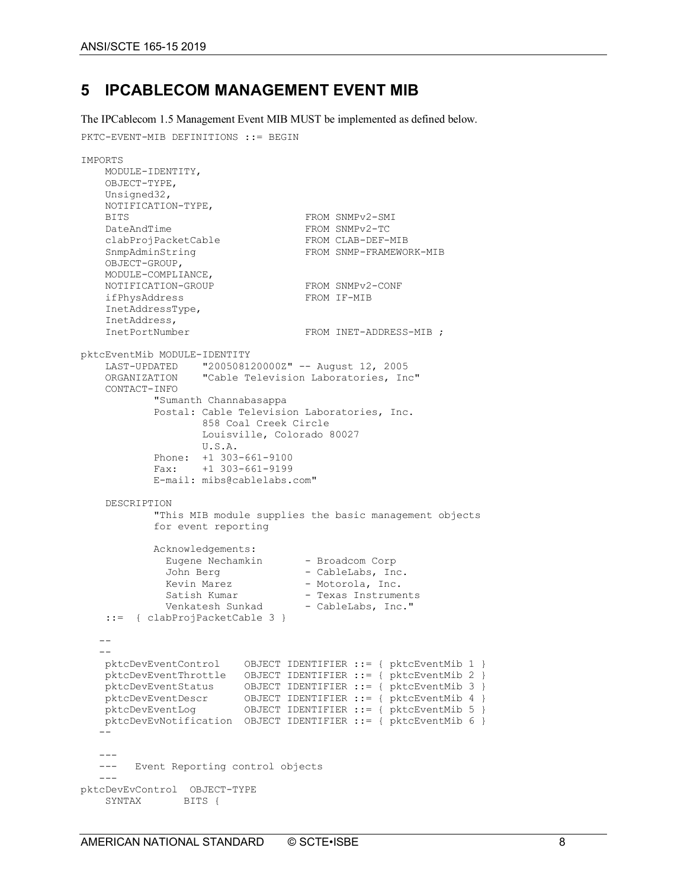## 5 IPCABLECOM MANAGEMENT EVENT MIB

The IPCablecom 1.5 Management Event MIB MUST be implemented as defined below.

```
PKTC-EVENT-MIB DEFINITIONS ::= BEGIN

IMPORTS
    MODULE-IDENTITY,
    OBJECT-TYPE,
    Unsigned32,
    NOTIFICATION-TYPE,
    BITS                              FROM SNMPv2-SMI
    DateAndTime                       FROM SNMPv2-TC
    clabProjPacketCable               FROM CLAB-DEF-MIB
    SnmpAdminString                   FROM SNMP-FRAMEWORK-MIB
    OBJECT-GROUP,
    MODULE-COMPLIANCE,
    NOTIFICATION-GROUP                FROM SNMPv2-CONF
    ifPhysAddress                     FROM IF-MIB
    InetAddressType,
    InetAddress,
    InetPortNumber                    FROM INET-ADDRESS-MIB ;

pktcEventMib MODULE-IDENTITY
    LAST-UPDATED    "200508120000Z" -- August 12, 2005
    ORGANIZATION    "Cable Television Laboratories, Inc"
    CONTACT-INFO
            "Sumanth Channabasappa
            Postal: Cable Television Laboratories, Inc.
                    858 Coal Creek Circle
                    Louisville, Colorado 80027
                    U.S.A.
            Phone:  +1 303-661-9100
            Fax:    +1 303-661-9199
            E-mail: mibs@cablelabs.com"

    DESCRIPTION
            "This MIB module supplies the basic management objects
            for event reporting

            Acknowledgements:
              Eugene Nechamkin       - Broadcom Corp
              John Berg              - CableLabs, Inc.
              Kevin Marez            - Motorola, Inc.
              Satish Kumar           - Texas Instruments
              Venkatesh Sunkad       - CableLabs, Inc."
    ::=  { clabProjPacketCable 3 }

   --
   --
    pktcDevEventControl    OBJECT IDENTIFIER ::= { pktcEventMib 1 }
    pktcDevEventThrottle   OBJECT IDENTIFIER ::= { pktcEventMib 2 }
    pktcDevEventStatus     OBJECT IDENTIFIER ::= { pktcEventMib 3 }
    pktcDevEventDescr      OBJECT IDENTIFIER ::= { pktcEventMib 4 }
    pktcDevEventLog        OBJECT IDENTIFIER ::= { pktcEventMib 5 }
    pktcDevEvNotification  OBJECT IDENTIFIER ::= { pktcEventMib 6 }
   --

   ---
   ---   Event Reporting control objects
   ---
pktcDevEvControl  OBJECT-TYPE
    SYNTAX       BITS {
```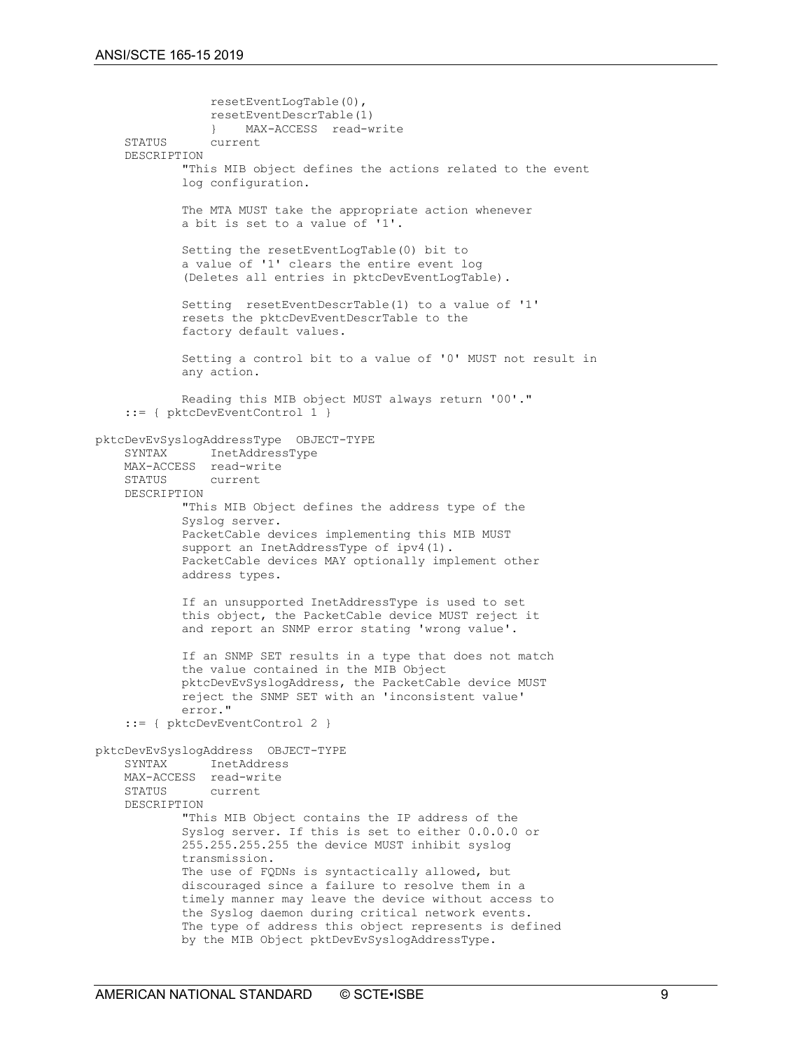```
                resetEventLogTable(0),
                resetEventDescrTable(1)
                }    MAX-ACCESS  read-write
     STATUS      current
     DESCRIPTION
             "This MIB object defines the actions related to the event
             log configuration.

             The MTA MUST take the appropriate action whenever
             a bit is set to a value of '1'.

             Setting the resetEventLogTable(0) bit to
             a value of '1' clears the entire event log
             (Deletes all entries in pktcDevEventLogTable).

             Setting  resetEventDescrTable(1) to a value of '1'
             resets the pktcDevEventDescrTable to the
             factory default values.

             Setting a control bit to a value of '0' MUST not result in
             any action.

             Reading this MIB object MUST always return '00'."
     ::= { pktcDevEventControl 1 }

pktcDevEvSyslogAddressType  OBJECT-TYPE
     SYNTAX      InetAddressType
     MAX-ACCESS  read-write
     STATUS      current
     DESCRIPTION
             "This MIB Object defines the address type of the
             Syslog server.
             PacketCable devices implementing this MIB MUST
             support an InetAddressType of ipv4(1).
             PacketCable devices MAY optionally implement other
             address types.

             If an unsupported InetAddressType is used to set
             this object, the PacketCable device MUST reject it
             and report an SNMP error stating 'wrong value'.

             If an SNMP SET results in a type that does not match
             the value contained in the MIB Object
             pktcDevEvSyslogAddress, the PacketCable device MUST
             reject the SNMP SET with an 'inconsistent value'
             error."
     ::= { pktcDevEventControl 2 }

pktcDevEvSyslogAddress  OBJECT-TYPE
     SYNTAX      InetAddress
     MAX-ACCESS  read-write
     STATUS      current
     DESCRIPTION
             "This MIB Object contains the IP address of the
             Syslog server. If this is set to either 0.0.0.0 or
             255.255.255.255 the device MUST inhibit syslog
             transmission.
             The use of FQDNs is syntactically allowed, but
             discouraged since a failure to resolve them in a
             timely manner may leave the device without access to
             the Syslog daemon during critical network events.
             The type of address this object represents is defined
             by the MIB Object pktDevEvSyslogAddressType.
```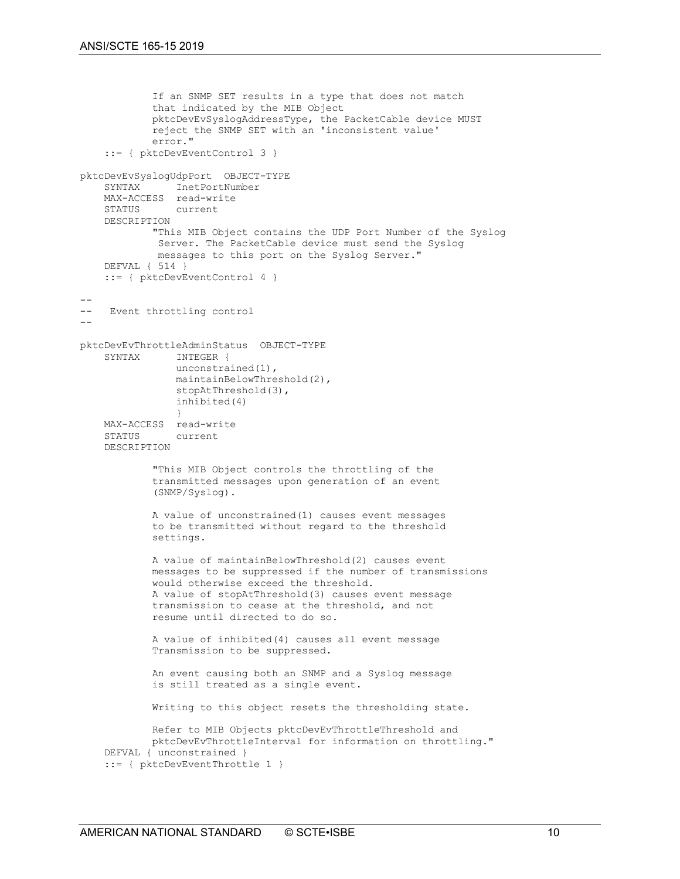```
            If an SNMP SET results in a type that does not match
            that indicated by the MIB Object
            pktcDevEvSyslogAddressType, the PacketCable device MUST
            reject the SNMP SET with an 'inconsistent value'
            error."
    ::= { pktcDevEventControl 3 }

pktcDevEvSyslogUdpPort  OBJECT-TYPE
    SYNTAX      InetPortNumber
    MAX-ACCESS  read-write
    STATUS      current
    DESCRIPTION
            "This MIB Object contains the UDP Port Number of the Syslog
             Server. The PacketCable device must send the Syslog
             messages to this port on the Syslog Server."
    DEFVAL { 514 }
    ::= { pktcDevEventControl 4 }

--
--   Event throttling control
--

pktcDevEvThrottleAdminStatus  OBJECT-TYPE
    SYNTAX      INTEGER {
                unconstrained(1),
                maintainBelowThreshold(2),
                stopAtThreshold(3),
                inhibited(4)
                }
    MAX-ACCESS  read-write
    STATUS      current
    DESCRIPTION

            "This MIB Object controls the throttling of the
            transmitted messages upon generation of an event
            (SNMP/Syslog).

            A value of unconstrained(1) causes event messages
            to be transmitted without regard to the threshold
            settings.

            A value of maintainBelowThreshold(2) causes event
            messages to be suppressed if the number of transmissions
            would otherwise exceed the threshold.
            A value of stopAtThreshold(3) causes event message
            transmission to cease at the threshold, and not
            resume until directed to do so.

            A value of inhibited(4) causes all event message
            Transmission to be suppressed.

            An event causing both an SNMP and a Syslog message
            is still treated as a single event.

            Writing to this object resets the thresholding state.

            Refer to MIB Objects pktcDevEvThrottleThreshold and
            pktcDevEvThrottleInterval for information on throttling."
    DEFVAL { unconstrained }
    ::= { pktcDevEventThrottle 1 }
```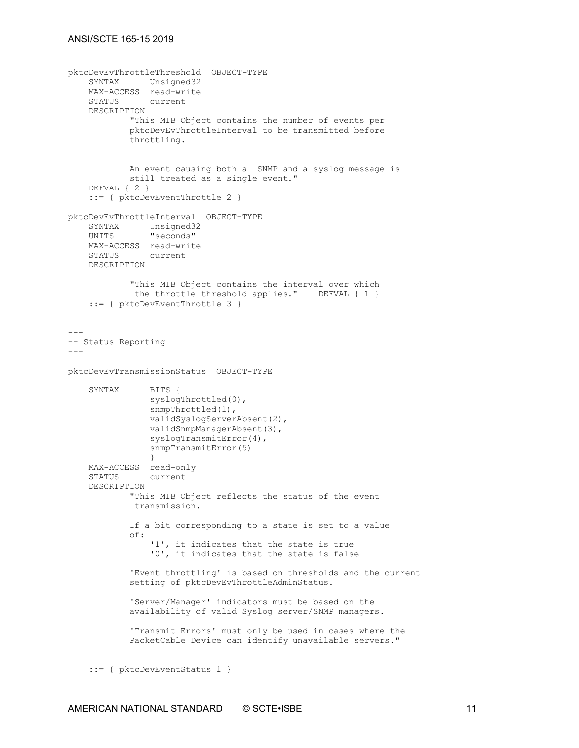```
pktcDevEvThrottleThreshold  OBJECT-TYPE
    SYNTAX      Unsigned32
    MAX-ACCESS  read-write
    STATUS      current
    DESCRIPTION
            "This MIB Object contains the number of events per
            pktcDevEvThrottleInterval to be transmitted before
            throttling.


            An event causing both a  SNMP and a syslog message is
            still treated as a single event."
    DEFVAL { 2 }
    ::= { pktcDevEventThrottle 2 }

pktcDevEvThrottleInterval  OBJECT-TYPE
    SYNTAX      Unsigned32
    UNITS       "seconds"
    MAX-ACCESS  read-write
    STATUS      current
    DESCRIPTION

            "This MIB Object contains the interval over which
             the throttle threshold applies."    DEFVAL { 1 }
    ::= { pktcDevEventThrottle 3 }


---
-- Status Reporting
---

pktcDevEvTransmissionStatus  OBJECT-TYPE

    SYNTAX      BITS {
                syslogThrottled(0),
                snmpThrottled(1),
                validSyslogServerAbsent(2),
                validSnmpManagerAbsent(3),
                syslogTransmitError(4),
                snmpTransmitError(5)
                }
    MAX-ACCESS  read-only
    STATUS      current
    DESCRIPTION
            "This MIB Object reflects the status of the event
             transmission.

            If a bit corresponding to a state is set to a value
            of:
                '1', it indicates that the state is true
                '0', it indicates that the state is false

            'Event throttling' is based on thresholds and the current
            setting of pktcDevEvThrottleAdminStatus.

            'Server/Manager' indicators must be based on the
            availability of valid Syslog server/SNMP managers.

            'Transmit Errors' must only be used in cases where the
            PacketCable Device can identify unavailable servers."


    ::= { pktcDevEventStatus 1 }
```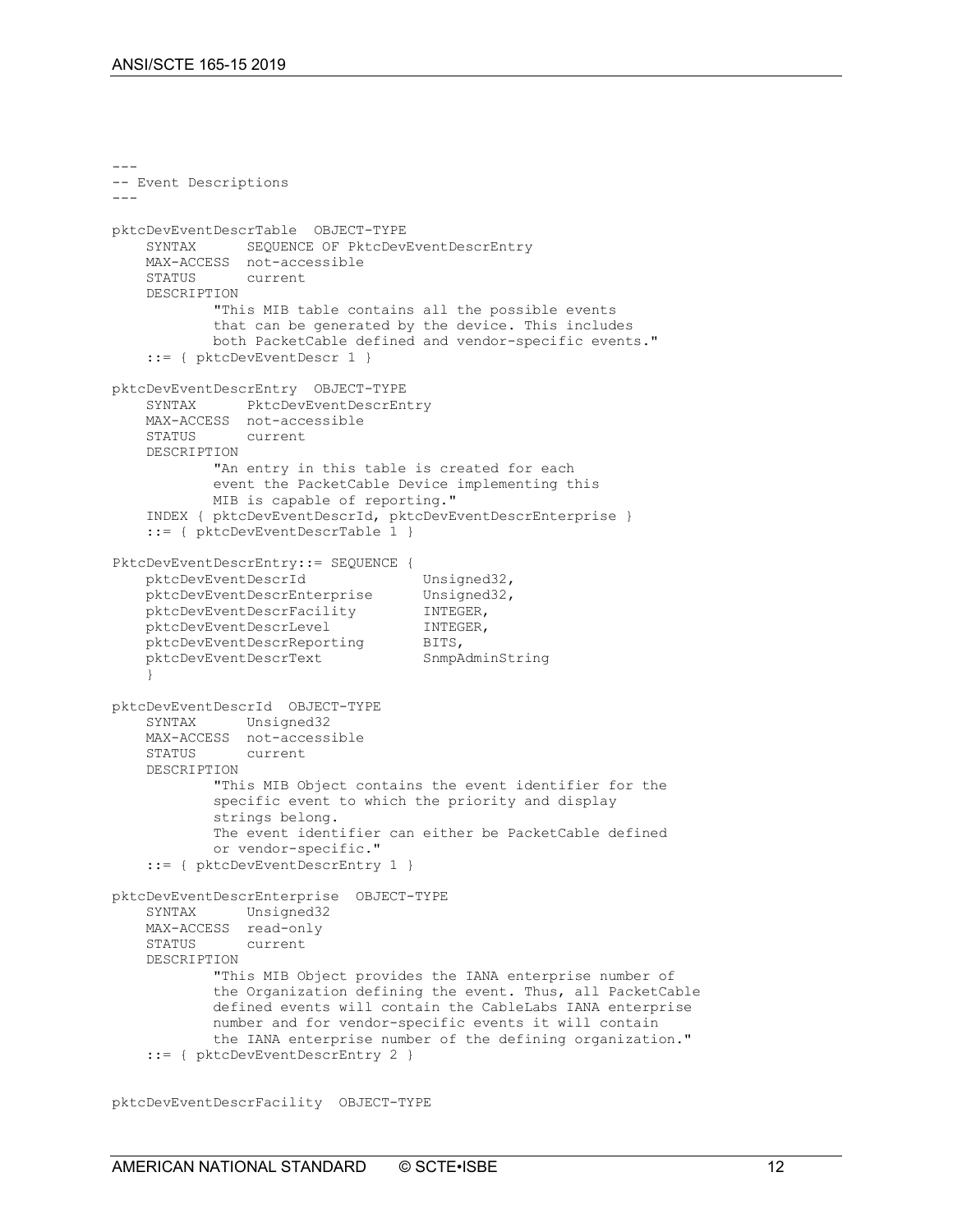```
---
-- Event Descriptions
---

pktcDevEventDescrTable  OBJECT-TYPE
    SYNTAX      SEQUENCE OF PktcDevEventDescrEntry
    MAX-ACCESS  not-accessible
    STATUS      current
    DESCRIPTION
            "This MIB table contains all the possible events
            that can be generated by the device. This includes
            both PacketCable defined and vendor-specific events."
    ::= { pktcDevEventDescr 1 }

pktcDevEventDescrEntry  OBJECT-TYPE
    SYNTAX      PktcDevEventDescrEntry
    MAX-ACCESS  not-accessible
    STATUS      current
    DESCRIPTION
            "An entry in this table is created for each
            event the PacketCable Device implementing this
            MIB is capable of reporting."
    INDEX { pktcDevEventDescrId, pktcDevEventDescrEnterprise }
    ::= { pktcDevEventDescrTable 1 }

PktcDevEventDescrEntry::= SEQUENCE {
    pktcDevEventDescrId              Unsigned32,
    pktcDevEventDescrEnterprise      Unsigned32,
    pktcDevEventDescrFacility        INTEGER,
    pktcDevEventDescrLevel           INTEGER,
    pktcDevEventDescrReporting       BITS,
    pktcDevEventDescrText            SnmpAdminString
    }

pktcDevEventDescrId  OBJECT-TYPE
    SYNTAX      Unsigned32
    MAX-ACCESS  not-accessible
    STATUS      current
    DESCRIPTION
            "This MIB Object contains the event identifier for the
            specific event to which the priority and display
            strings belong.
            The event identifier can either be PacketCable defined
            or vendor-specific."
    ::= { pktcDevEventDescrEntry 1 }

pktcDevEventDescrEnterprise  OBJECT-TYPE
    SYNTAX      Unsigned32
    MAX-ACCESS  read-only
    STATUS      current
    DESCRIPTION
            "This MIB Object provides the IANA enterprise number of
            the Organization defining the event. Thus, all PacketCable
            defined events will contain the CableLabs IANA enterprise
            number and for vendor-specific events it will contain
            the IANA enterprise number of the defining organization."
    ::= { pktcDevEventDescrEntry 2 }


pktcDevEventDescrFacility  OBJECT-TYPE
```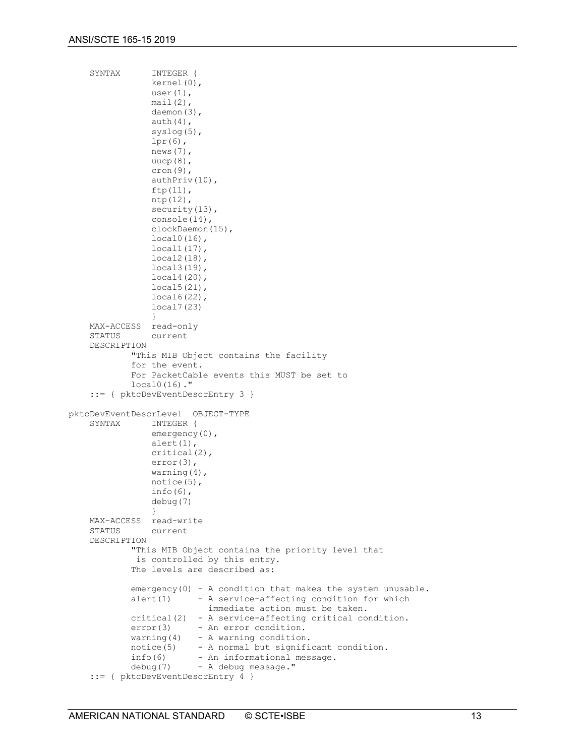```
    SYNTAX      INTEGER {
                kernel(0),
                user(1),
                mail(2),
                daemon(3),
                auth(4),
                syslog(5),
                lpr(6),
                news(7),
                uucp(8),
                cron(9),
                authPriv(10),
                ftp(11),
                ntp(12),
                security(13),
                console(14),
                clockDaemon(15),
                local0(16),
                local1(17),
                local2(18),
                local3(19),
                local4(20),
                local5(21),
                local6(22),
                local7(23)
                }
    MAX-ACCESS  read-only
    STATUS      current
    DESCRIPTION
            "This MIB Object contains the facility
            for the event.
            For PacketCable events this MUST be set to
            local0(16)."
    ::= { pktcDevEventDescrEntry 3 }

pktcDevEventDescrLevel  OBJECT-TYPE
    SYNTAX      INTEGER {
                emergency(0),
                alert(1),
                critical(2),
                error(3),
                warning(4),
                notice(5),
                info(6),
                debug(7)
                }
    MAX-ACCESS  read-write
    STATUS      current
    DESCRIPTION
            "This MIB Object contains the priority level that
             is controlled by this entry.
            The levels are described as:

            emergency(0) - A condition that makes the system unusable.
            alert(1)     - A service-affecting condition for which
                           immediate action must be taken.
            critical(2)  - A service-affecting critical condition.
            error(3)     - An error condition.
            warning(4)   - A warning condition.
            notice(5)    - A normal but significant condition.
            info(6)      - An informational message.
            debug(7)     - A debug message."
    ::= { pktcDevEventDescrEntry 4 }
```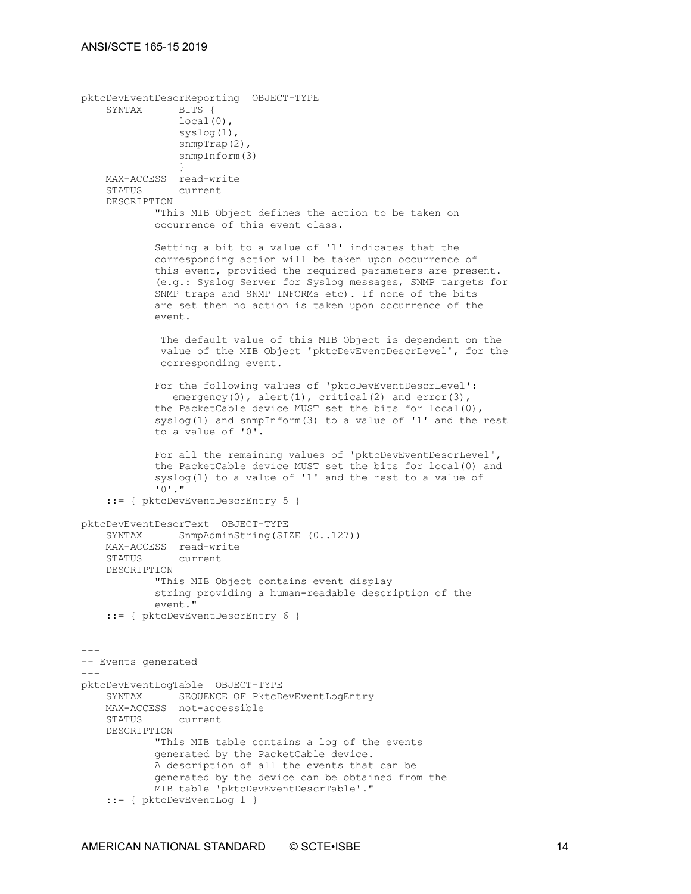```
pktcDevEventDescrReporting  OBJECT-TYPE
    SYNTAX      BITS {
                local(0),
                syslog(1),
                snmpTrap(2),
                snmpInform(3)
                }
    MAX-ACCESS  read-write
    STATUS      current
    DESCRIPTION
            "This MIB Object defines the action to be taken on
            occurrence of this event class.

            Setting a bit to a value of '1' indicates that the
            corresponding action will be taken upon occurrence of
            this event, provided the required parameters are present.
            (e.g.: Syslog Server for Syslog messages, SNMP targets for
            SNMP traps and SNMP INFORMs etc). If none of the bits
            are set then no action is taken upon occurrence of the
            event.

             The default value of this MIB Object is dependent on the
             value of the MIB Object 'pktcDevEventDescrLevel', for the
             corresponding event.

            For the following values of 'pktcDevEventDescrLevel':
               emergency(0), alert(1), critical(2) and error(3),
            the PacketCable device MUST set the bits for local(0),
            syslog(1) and snmpInform(3) to a value of '1' and the rest
            to a value of '0'.

            For all the remaining values of 'pktcDevEventDescrLevel',
            the PacketCable device MUST set the bits for local(0) and
            syslog(1) to a value of '1' and the rest to a value of
            '0'."
    ::= { pktcDevEventDescrEntry 5 }

pktcDevEventDescrText  OBJECT-TYPE
    SYNTAX      SnmpAdminString(SIZE (0..127))
    MAX-ACCESS  read-write
    STATUS      current
    DESCRIPTION
            "This MIB Object contains event display
            string providing a human-readable description of the
            event."
    ::= { pktcDevEventDescrEntry 6 }


---
-- Events generated
---
pktcDevEventLogTable  OBJECT-TYPE
    SYNTAX      SEQUENCE OF PktcDevEventLogEntry
    MAX-ACCESS  not-accessible
    STATUS      current
    DESCRIPTION
            "This MIB table contains a log of the events
            generated by the PacketCable device.
            A description of all the events that can be
            generated by the device can be obtained from the
            MIB table 'pktcDevEventDescrTable'."
    ::= { pktcDevEventLog 1 }
```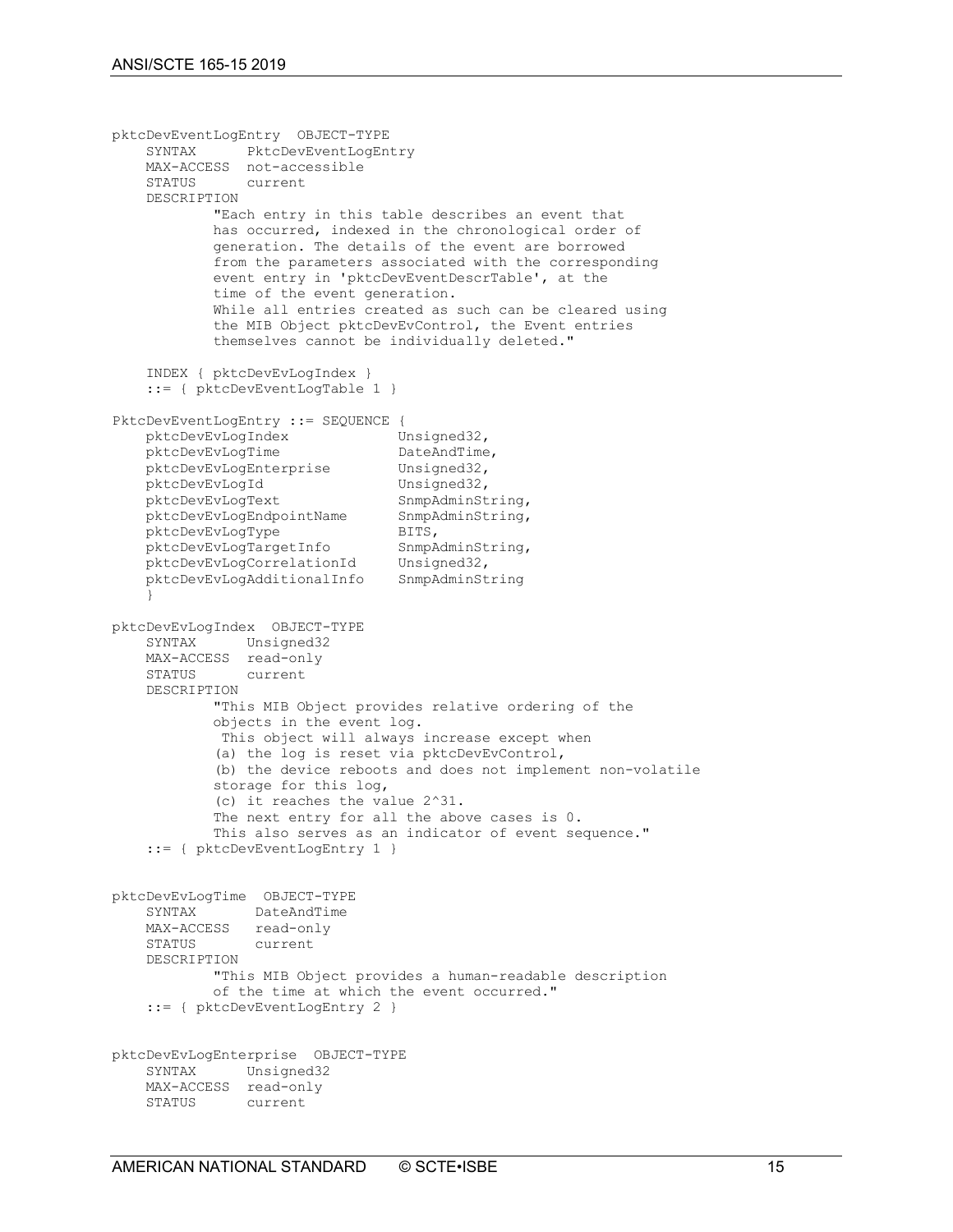```
pktcDevEventLogEntry  OBJECT-TYPE
    SYNTAX      PktcDevEventLogEntry
    MAX-ACCESS  not-accessible
    STATUS      current
    DESCRIPTION
            "Each entry in this table describes an event that
            has occurred, indexed in the chronological order of
            generation. The details of the event are borrowed
            from the parameters associated with the corresponding
            event entry in 'pktcDevEventDescrTable', at the
            time of the event generation.
            While all entries created as such can be cleared using
            the MIB Object pktcDevEvControl, the Event entries
            themselves cannot be individually deleted."

    INDEX { pktcDevEvLogIndex }
    ::= { pktcDevEventLogTable 1 }

PktcDevEventLogEntry ::= SEQUENCE {
    pktcDevEvLogIndex            Unsigned32,
    pktcDevEvLogTime             DateAndTime,
    pktcDevEvLogEnterprise       Unsigned32,
    pktcDevEvLogId               Unsigned32,
    pktcDevEvLogText             SnmpAdminString,
    pktcDevEvLogEndpointName     SnmpAdminString,
    pktcDevEvLogType             BITS,
    pktcDevEvLogTargetInfo       SnmpAdminString,
    pktcDevEvLogCorrelationId    Unsigned32,
    pktcDevEvLogAdditionalInfo   SnmpAdminString
    }

pktcDevEvLogIndex  OBJECT-TYPE
    SYNTAX      Unsigned32
    MAX-ACCESS  read-only
    STATUS      current
    DESCRIPTION
            "This MIB Object provides relative ordering of the
            objects in the event log.
             This object will always increase except when
            (a) the log is reset via pktcDevEvControl,
            (b) the device reboots and does not implement non-volatile
            storage for this log,
            (c) it reaches the value 2^31.
            The next entry for all the above cases is 0.
            This also serves as an indicator of event sequence."
    ::= { pktcDevEventLogEntry 1 }


pktcDevEvLogTime  OBJECT-TYPE
    SYNTAX       DateAndTime
    MAX-ACCESS   read-only
    STATUS       current
    DESCRIPTION
            "This MIB Object provides a human-readable description
            of the time at which the event occurred."
    ::= { pktcDevEventLogEntry 2 }


pktcDevEvLogEnterprise  OBJECT-TYPE
    SYNTAX      Unsigned32
    MAX-ACCESS  read-only
    STATUS      current
```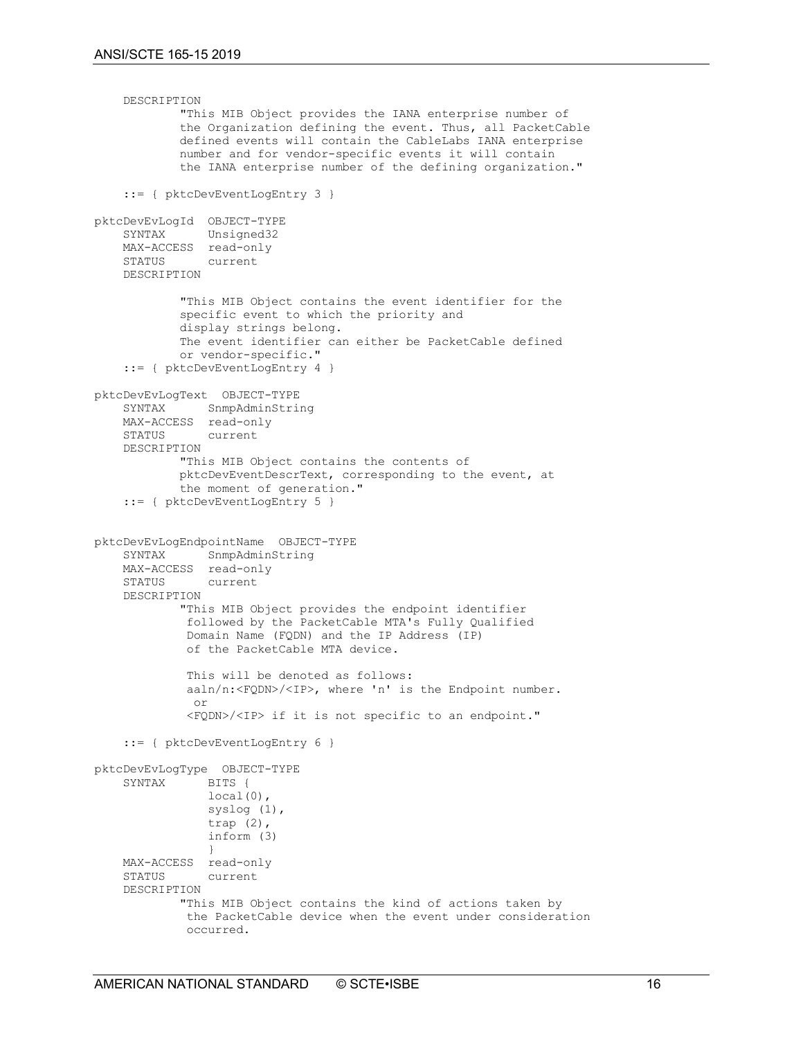```
    DESCRIPTION
            "This MIB Object provides the IANA enterprise number of
            the Organization defining the event. Thus, all PacketCable
            defined events will contain the CableLabs IANA enterprise
            number and for vendor-specific events it will contain
            the IANA enterprise number of the defining organization."

    ::= { pktcDevEventLogEntry 3 }

pktcDevEvLogId  OBJECT-TYPE
    SYNTAX      Unsigned32
    MAX-ACCESS  read-only
    STATUS      current
    DESCRIPTION

            "This MIB Object contains the event identifier for the
            specific event to which the priority and
            display strings belong.
            The event identifier can either be PacketCable defined
            or vendor-specific."
    ::= { pktcDevEventLogEntry 4 }

pktcDevEvLogText  OBJECT-TYPE
    SYNTAX      SnmpAdminString
    MAX-ACCESS  read-only
    STATUS      current
    DESCRIPTION
            "This MIB Object contains the contents of
            pktcDevEventDescrText, corresponding to the event, at
            the moment of generation."
    ::= { pktcDevEventLogEntry 5 }


pktcDevEvLogEndpointName  OBJECT-TYPE
    SYNTAX      SnmpAdminString
    MAX-ACCESS  read-only
    STATUS      current
    DESCRIPTION
            "This MIB Object provides the endpoint identifier
             followed by the PacketCable MTA's Fully Qualified
             Domain Name (FQDN) and the IP Address (IP)
             of the PacketCable MTA device.

             This will be denoted as follows:
             aaln/n:<FQDN>/<IP>, where 'n' is the Endpoint number.
              or
             <FQDN>/<IP> if it is not specific to an endpoint."

    ::= { pktcDevEventLogEntry 6 }

pktcDevEvLogType  OBJECT-TYPE
    SYNTAX      BITS {
                local(0),
                syslog (1),
                trap (2),
                inform (3)
                }
    MAX-ACCESS  read-only
    STATUS      current
    DESCRIPTION
            "This MIB Object contains the kind of actions taken by
             the PacketCable device when the event under consideration
             occurred.
```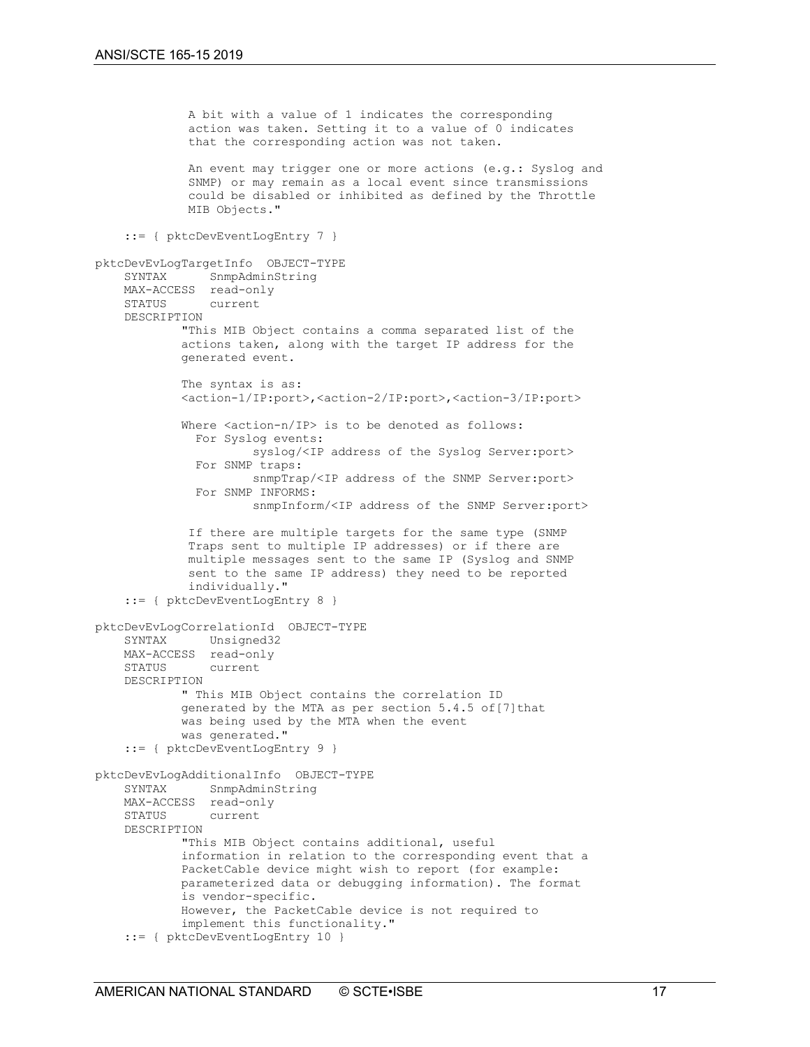```
            A bit with a value of 1 indicates the corresponding
            action was taken. Setting it to a value of 0 indicates
            that the corresponding action was not taken.

            An event may trigger one or more actions (e.g.: Syslog and
            SNMP) or may remain as a local event since transmissions
            could be disabled or inhibited as defined by the Throttle
            MIB Objects."

    ::= { pktcDevEventLogEntry 7 }

pktcDevEvLogTargetInfo  OBJECT-TYPE
    SYNTAX      SnmpAdminString
    MAX-ACCESS  read-only
    STATUS      current
    DESCRIPTION
           "This MIB Object contains a comma separated list of the
           actions taken, along with the target IP address for the
           generated event.

           The syntax is as:
           <action-1/IP:port>,<action-2/IP:port>,<action-3/IP:port>

           Where <action-n/IP> is to be denoted as follows:
             For Syslog events:
                   syslog/<IP address of the Syslog Server:port>
             For SNMP traps:
                   snmpTrap/<IP address of the SNMP Server:port>
             For SNMP INFORMS:
                   snmpInform/<IP address of the SNMP Server:port>

            If there are multiple targets for the same type (SNMP
            Traps sent to multiple IP addresses) or if there are
            multiple messages sent to the same IP (Syslog and SNMP
            sent to the same IP address) they need to be reported
            individually."
    ::= { pktcDevEventLogEntry 8 }

pktcDevEvLogCorrelationId  OBJECT-TYPE
    SYNTAX      Unsigned32
    MAX-ACCESS  read-only
    STATUS      current
    DESCRIPTION
           " This MIB Object contains the correlation ID
           generated by the MTA as per section 5.4.5 of[7]that
           was being used by the MTA when the event
           was generated."
    ::= { pktcDevEventLogEntry 9 }

pktcDevEvLogAdditionalInfo  OBJECT-TYPE
    SYNTAX      SnmpAdminString
    MAX-ACCESS  read-only
    STATUS      current
    DESCRIPTION
           "This MIB Object contains additional, useful
           information in relation to the corresponding event that a
           PacketCable device might wish to report (for example:
           parameterized data or debugging information). The format
           is vendor-specific.
           However, the PacketCable device is not required to
           implement this functionality."
    ::= { pktcDevEventLogEntry 10 }
```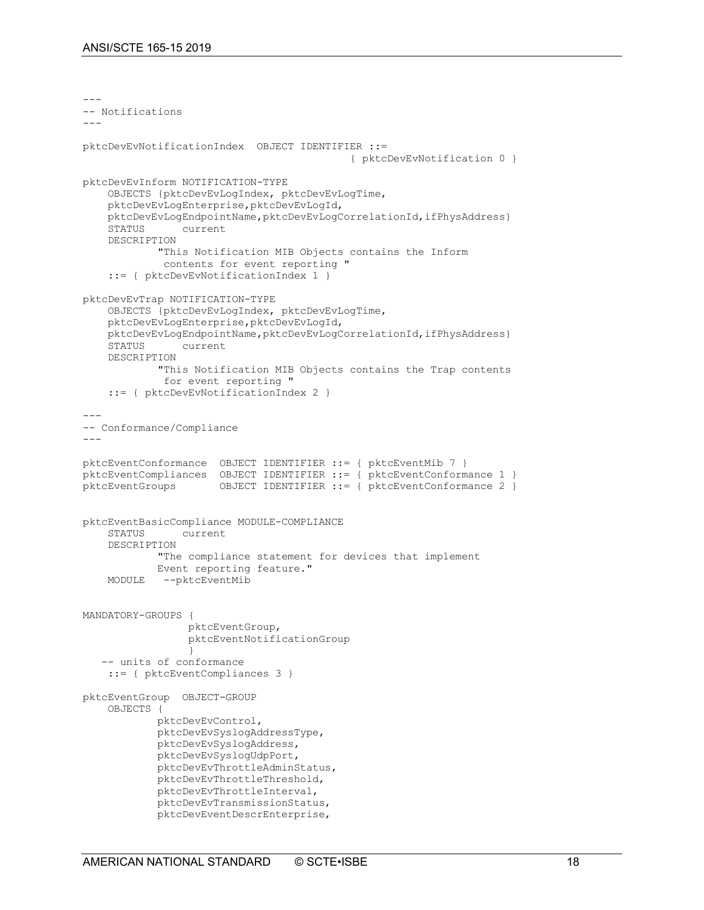```
---
-- Notifications
---

pktcDevEvNotificationIndex  OBJECT IDENTIFIER ::=
                                           { pktcDevEvNotification 0 }

pktcDevEvInform NOTIFICATION-TYPE
    OBJECTS {pktcDevEvLogIndex, pktcDevEvLogTime,
    pktcDevEvLogEnterprise,pktcDevEvLogId,
    pktcDevEvLogEndpointName,pktcDevEvLogCorrelationId,ifPhysAddress}
    STATUS      current
    DESCRIPTION
            "This Notification MIB Objects contains the Inform
             contents for event reporting "
    ::= { pktcDevEvNotificationIndex 1 }

pktcDevEvTrap NOTIFICATION-TYPE
    OBJECTS {pktcDevEvLogIndex, pktcDevEvLogTime,
    pktcDevEvLogEnterprise,pktcDevEvLogId,
    pktcDevEvLogEndpointName,pktcDevEvLogCorrelationId,ifPhysAddress}
    STATUS      current
    DESCRIPTION
            "This Notification MIB Objects contains the Trap contents
             for event reporting "
    ::= { pktcDevEvNotificationIndex 2 }

---
-- Conformance/Compliance
---

pktcEventConformance  OBJECT IDENTIFIER ::= { pktcEventMib 7 }
pktcEventCompliances  OBJECT IDENTIFIER ::= { pktcEventConformance 1 }
pktcEventGroups       OBJECT IDENTIFIER ::= { pktcEventConformance 2 }


pktcEventBasicCompliance MODULE-COMPLIANCE
    STATUS      current
    DESCRIPTION
            "The compliance statement for devices that implement
            Event reporting feature."
    MODULE   --pktcEventMib


MANDATORY-GROUPS {
                 pktcEventGroup,
                 pktcEventNotificationGroup
                 }
   -- units of conformance
    ::= { pktcEventCompliances 3 }

pktcEventGroup  OBJECT-GROUP
    OBJECTS {
            pktcDevEvControl,
            pktcDevEvSyslogAddressType,
            pktcDevEvSyslogAddress,
            pktcDevEvSyslogUdpPort,
            pktcDevEvThrottleAdminStatus,
            pktcDevEvThrottleThreshold,
            pktcDevEvThrottleInterval,
            pktcDevEvTransmissionStatus,
            pktcDevEventDescrEnterprise,
```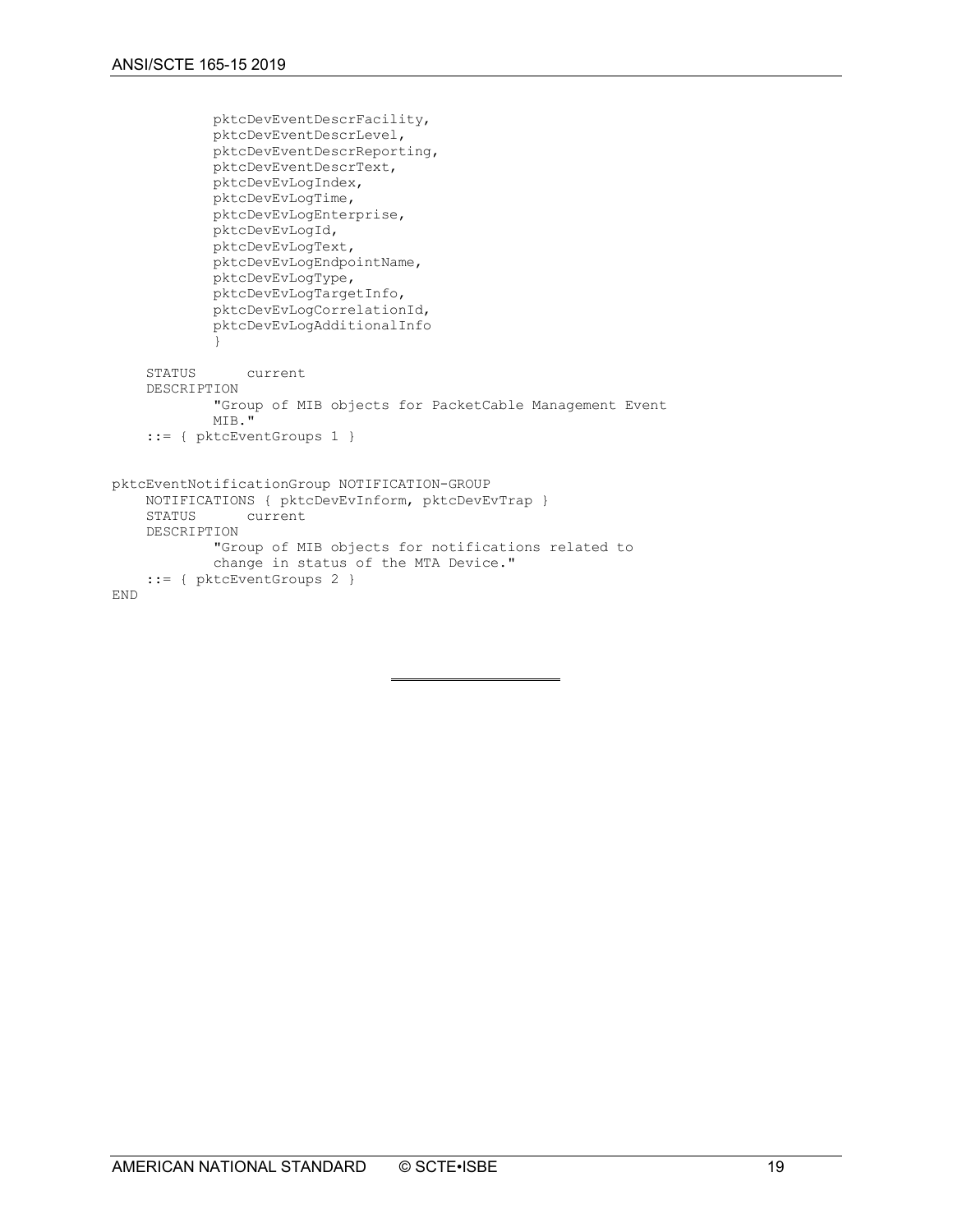```
            pktcDevEventDescrFacility,
            pktcDevEventDescrLevel,
            pktcDevEventDescrReporting,
            pktcDevEventDescrText,
            pktcDevEvLogIndex,
            pktcDevEvLogTime,
            pktcDevEvLogEnterprise,
            pktcDevEvLogId,
            pktcDevEvLogText,
            pktcDevEvLogEndpointName,
            pktcDevEvLogType,
            pktcDevEvLogTargetInfo,
            pktcDevEvLogCorrelationId,
            pktcDevEvLogAdditionalInfo
            }

    STATUS      current
    DESCRIPTION
            "Group of MIB objects for PacketCable Management Event
            MIB."
    ::= { pktcEventGroups 1 }


pktcEventNotificationGroup NOTIFICATION-GROUP
    NOTIFICATIONS { pktcDevEvInform, pktcDevEvTrap }
    STATUS      current
    DESCRIPTION
            "Group of MIB objects for notifications related to
            change in status of the MTA Device."
    ::= { pktcEventGroups 2 }
END
```